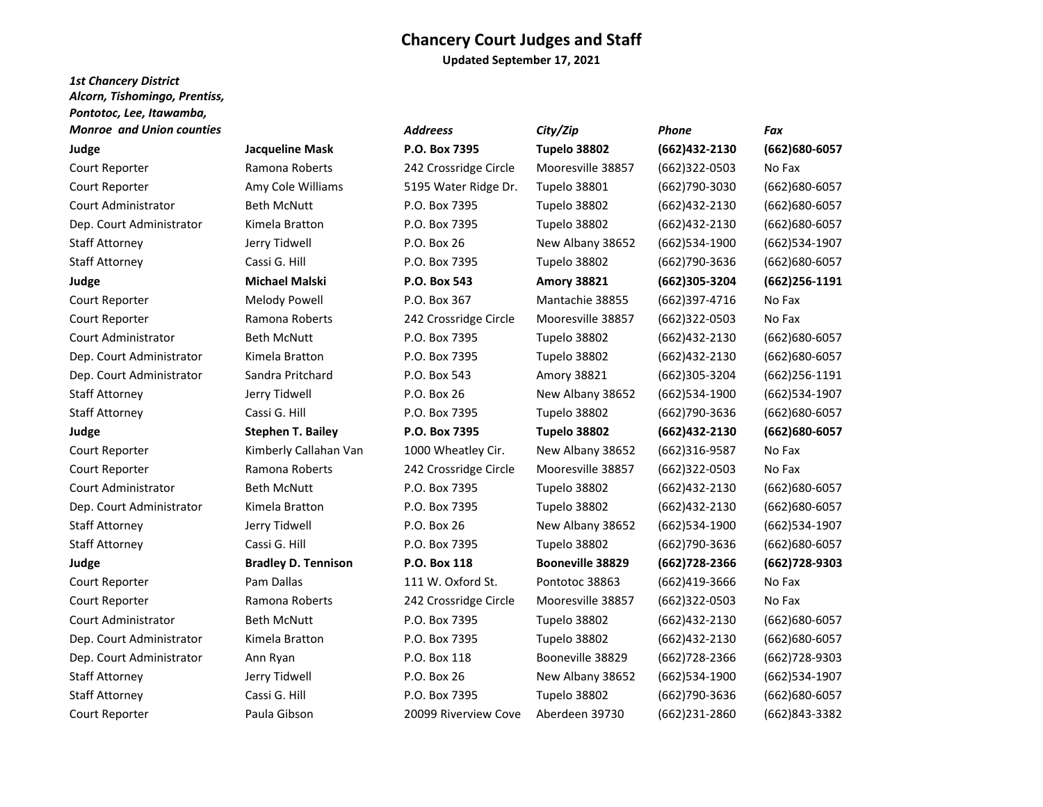# Chancery Court Judges and Staff

**Updated September 17, 2021**

| *1st Chancery District Alcorn, Tishomingo, Prentiss, Pontotoc, Lee, Itawamba, Monroe and Union counties* | | *Addreess* | *City/Zip* | *Phone* | *Fax* |
|---|---|---|---|---|---|
| **Judge** | **Jacqueline Mask** | **P.O. Box 7395** | **Tupelo 38802** | **(662)432-2130** | **(662)680-6057** |
| Court Reporter | Ramona Roberts | 242 Crossridge Circle | Mooresville 38857 | (662)322-0503 | No Fax |
| Court Reporter | Amy Cole Williams | 5195 Water Ridge Dr. | Tupelo 38801 | (662)790-3030 | (662)680-6057 |
| Court Administrator | Beth McNutt | P.O. Box 7395 | Tupelo 38802 | (662)432-2130 | (662)680-6057 |
| Dep. Court Administrator | Kimela Bratton | P.O. Box 7395 | Tupelo 38802 | (662)432-2130 | (662)680-6057 |
| Staff Attorney | Jerry Tidwell | P.O. Box 26 | New Albany 38652 | (662)534-1900 | (662)534-1907 |
| Staff Attorney | Cassi G. Hill | P.O. Box 7395 | Tupelo 38802 | (662)790-3636 | (662)680-6057 |
| **Judge** | **Michael Malski** | **P.O. Box 543** | **Amory 38821** | **(662)305-3204** | **(662)256-1191** |
| Court Reporter | Melody Powell | P.O. Box 367 | Mantachie 38855 | (662)397-4716 | No Fax |
| Court Reporter | Ramona Roberts | 242 Crossridge Circle | Mooresville 38857 | (662)322-0503 | No Fax |
| Court Administrator | Beth McNutt | P.O. Box 7395 | Tupelo 38802 | (662)432-2130 | (662)680-6057 |
| Dep. Court Administrator | Kimela Bratton | P.O. Box 7395 | Tupelo 38802 | (662)432-2130 | (662)680-6057 |
| Dep. Court Administrator | Sandra Pritchard | P.O. Box 543 | Amory 38821 | (662)305-3204 | (662)256-1191 |
| Staff Attorney | Jerry Tidwell | P.O. Box 26 | New Albany 38652 | (662)534-1900 | (662)534-1907 |
| Staff Attorney | Cassi G. Hill | P.O. Box 7395 | Tupelo 38802 | (662)790-3636 | (662)680-6057 |
| **Judge** | **Stephen T. Bailey** | **P.O. Box 7395** | **Tupelo 38802** | **(662)432-2130** | **(662)680-6057** |
| Court Reporter | Kimberly Callahan Van | 1000 Wheatley Cir. | New Albany 38652 | (662)316-9587 | No Fax |
| Court Reporter | Ramona Roberts | 242 Crossridge Circle | Mooresville 38857 | (662)322-0503 | No Fax |
| Court Administrator | Beth McNutt | P.O. Box 7395 | Tupelo 38802 | (662)432-2130 | (662)680-6057 |
| Dep. Court Administrator | Kimela Bratton | P.O. Box 7395 | Tupelo 38802 | (662)432-2130 | (662)680-6057 |
| Staff Attorney | Jerry Tidwell | P.O. Box 26 | New Albany 38652 | (662)534-1900 | (662)534-1907 |
| Staff Attorney | Cassi G. Hill | P.O. Box 7395 | Tupelo 38802 | (662)790-3636 | (662)680-6057 |
| **Judge** | **Bradley D. Tennison** | **P.O. Box 118** | **Booneville 38829** | **(662)728-2366** | **(662)728-9303** |
| Court Reporter | Pam Dallas | 111 W. Oxford St. | Pontotoc 38863 | (662)419-3666 | No Fax |
| Court Reporter | Ramona Roberts | 242 Crossridge Circle | Mooresville 38857 | (662)322-0503 | No Fax |
| Court Administrator | Beth McNutt | P.O. Box 7395 | Tupelo 38802 | (662)432-2130 | (662)680-6057 |
| Dep. Court Administrator | Kimela Bratton | P.O. Box 7395 | Tupelo 38802 | (662)432-2130 | (662)680-6057 |
| Dep. Court Administrator | Ann Ryan | P.O. Box 118 | Booneville 38829 | (662)728-2366 | (662)728-9303 |
| Staff Attorney | Jerry Tidwell | P.O. Box 26 | New Albany 38652 | (662)534-1900 | (662)534-1907 |
| Staff Attorney | Cassi G. Hill | P.O. Box 7395 | Tupelo 38802 | (662)790-3636 | (662)680-6057 |
| Court Reporter | Paula Gibson | 20099 Riverview Cove | Aberdeen 39730 | (662)231-2860 | (662)843-3382 |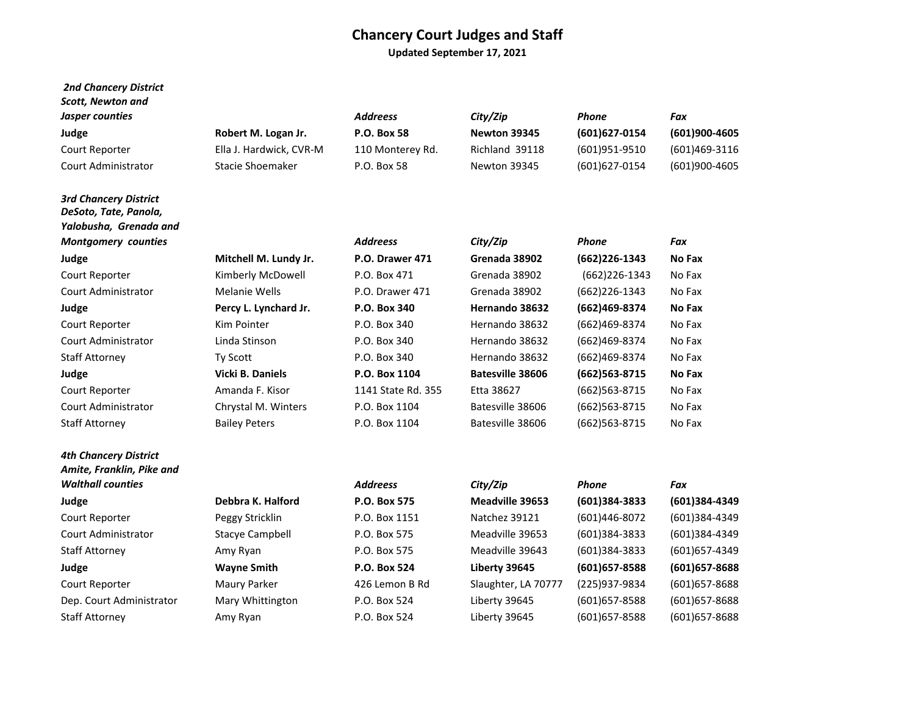## Chancery Court Judges and Staff

**Updated September 17, 2021**

| *2nd Chancery District Scott, Newton and Jasper counties* | | *Addresss* | *City/Zip* | *Phone* | *Fax* |
|---|---|---|---|---|---|
| **Judge** | **Robert M. Logan Jr.** | **P.O. Box 58** | **Newton 39345** | **(601)627-0154** | **(601)900-4605** |
| Court Reporter | Ella J. Hardwick, CVR-M | 110 Monterey Rd. | Richland 39118 | (601)951-9510 | (601)469-3116 |
| Court Administrator | Stacie Shoemaker | P.O. Box 58 | Newton 39345 | (601)627-0154 | (601)900-4605 |

| *3rd Chancery District DeSoto, Tate, Panola, Yalobusha, Grenada and Montgomery counties* | | *Addresss* | *City/Zip* | *Phone* | *Fax* |
|---|---|---|---|---|---|
| **Judge** | **Mitchell M. Lundy Jr.** | **P.O. Drawer 471** | **Grenada 38902** | **(662)226-1343** | **No Fax** |
| Court Reporter | Kimberly McDowell | P.O. Box 471 | Grenada 38902 | (662)226-1343 | No Fax |
| Court Administrator | Melanie Wells | P.O. Drawer 471 | Grenada 38902 | (662)226-1343 | No Fax |
| **Judge** | **Percy L. Lynchard Jr.** | **P.O. Box 340** | **Hernando 38632** | **(662)469-8374** | **No Fax** |
| Court Reporter | Kim Pointer | P.O. Box 340 | Hernando 38632 | (662)469-8374 | No Fax |
| Court Administrator | Linda Stinson | P.O. Box 340 | Hernando 38632 | (662)469-8374 | No Fax |
| Staff Attorney | Ty Scott | P.O. Box 340 | Hernando 38632 | (662)469-8374 | No Fax |
| **Judge** | **Vicki B. Daniels** | **P.O. Box 1104** | **Batesville 38606** | **(662)563-8715** | **No Fax** |
| Court Reporter | Amanda F. Kisor | 1141 State Rd. 355 | Etta 38627 | (662)563-8715 | No Fax |
| Court Administrator | Chrystal M. Winters | P.O. Box 1104 | Batesville 38606 | (662)563-8715 | No Fax |
| Staff Attorney | Bailey Peters | P.O. Box 1104 | Batesville 38606 | (662)563-8715 | No Fax |

| *4th Chancery District Amite, Franklin, Pike and Walthall counties* | | *Addresss* | *City/Zip* | *Phone* | *Fax* |
|---|---|---|---|---|---|
| **Judge** | **Debbra K. Halford** | **P.O. Box 575** | **Meadville 39653** | **(601)384-3833** | **(601)384-4349** |
| Court Reporter | Peggy Stricklin | P.O. Box 1151 | Natchez 39121 | (601)446-8072 | (601)384-4349 |
| Court Administrator | Stacye Campbell | P.O. Box 575 | Meadville 39653 | (601)384-3833 | (601)384-4349 |
| Staff Attorney | Amy Ryan | P.O. Box 575 | Meadville 39643 | (601)384-3833 | (601)657-4349 |
| **Judge** | **Wayne Smith** | **P.O. Box 524** | **Liberty 39645** | **(601)657-8588** | **(601)657-8688** |
| Court Reporter | Maury Parker | 426 Lemon B Rd | Slaughter, LA 70777 | (225)937-9834 | (601)657-8688 |
| Dep. Court Administrator | Mary Whittington | P.O. Box 524 | Liberty 39645 | (601)657-8588 | (601)657-8688 |
| Staff Attorney | Amy Ryan | P.O. Box 524 | Liberty 39645 | (601)657-8588 | (601)657-8688 |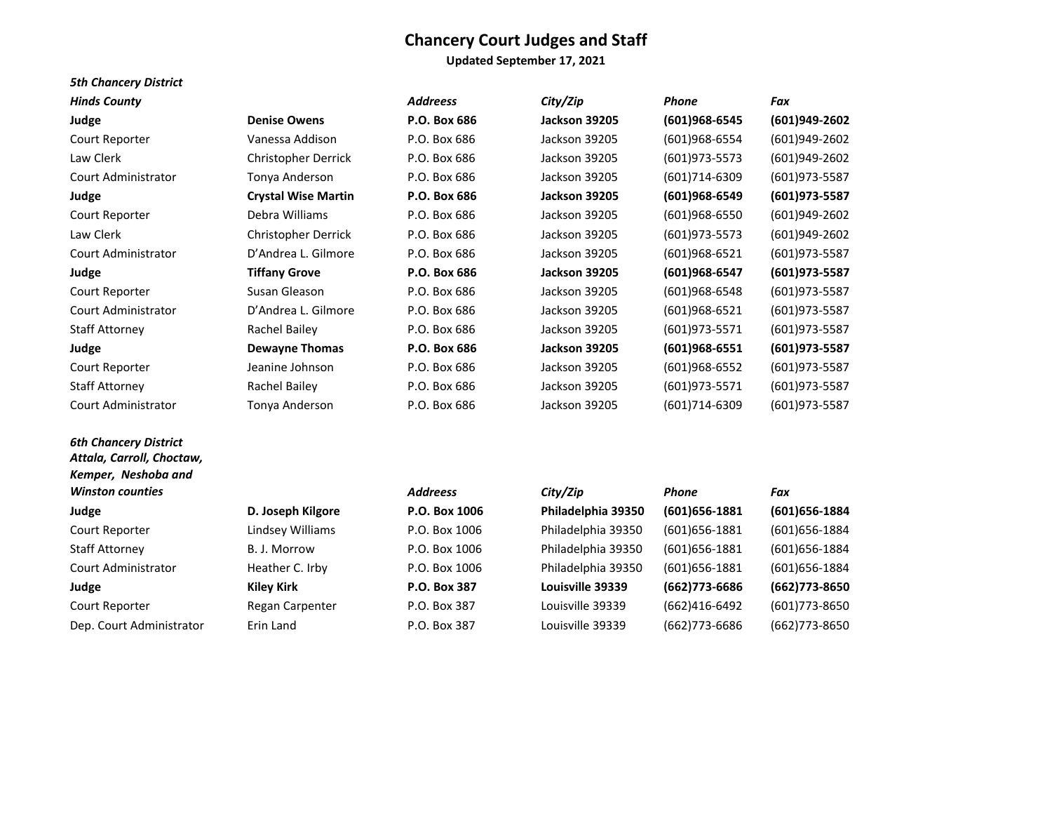# Chancery Court Judges and Staff

**Updated September 17, 2021**

***5th Chancery District***

| ***Hinds County*** | | *Addreess* | *City/Zip* | *Phone* | *Fax* |
|---|---|---|---|---|---|
| **Judge** | **Denise Owens** | **P.O. Box 686** | **Jackson 39205** | **(601)968-6545** | **(601)949-2602** |
| Court Reporter | Vanessa Addison | P.O. Box 686 | Jackson 39205 | (601)968-6554 | (601)949-2602 |
| Law Clerk | Christopher Derrick | P.O. Box 686 | Jackson 39205 | (601)973-5573 | (601)949-2602 |
| Court Administrator | Tonya Anderson | P.O. Box 686 | Jackson 39205 | (601)714-6309 | (601)973-5587 |
| **Judge** | **Crystal Wise Martin** | **P.O. Box 686** | **Jackson 39205** | **(601)968-6549** | **(601)973-5587** |
| Court Reporter | Debra Williams | P.O. Box 686 | Jackson 39205 | (601)968-6550 | (601)949-2602 |
| Law Clerk | Christopher Derrick | P.O. Box 686 | Jackson 39205 | (601)973-5573 | (601)949-2602 |
| Court Administrator | D'Andrea L. Gilmore | P.O. Box 686 | Jackson 39205 | (601)968-6521 | (601)973-5587 |
| **Judge** | **Tiffany Grove** | **P.O. Box 686** | **Jackson 39205** | **(601)968-6547** | **(601)973-5587** |
| Court Reporter | Susan Gleason | P.O. Box 686 | Jackson 39205 | (601)968-6548 | (601)973-5587 |
| Court Administrator | D'Andrea L. Gilmore | P.O. Box 686 | Jackson 39205 | (601)968-6521 | (601)973-5587 |
| Staff Attorney | Rachel Bailey | P.O. Box 686 | Jackson 39205 | (601)973-5571 | (601)973-5587 |
| **Judge** | **Dewayne Thomas** | **P.O. Box 686** | **Jackson 39205** | **(601)968-6551** | **(601)973-5587** |
| Court Reporter | Jeanine Johnson | P.O. Box 686 | Jackson 39205 | (601)968-6552 | (601)973-5587 |
| Staff Attorney | Rachel Bailey | P.O. Box 686 | Jackson 39205 | (601)973-5571 | (601)973-5587 |
| Court Administrator | Tonya Anderson | P.O. Box 686 | Jackson 39205 | (601)714-6309 | (601)973-5587 |

***6th Chancery District***

| ***Attala, Carroll, Choctaw, Kemper, Neshoba and Winston counties*** | | *Addreess* | *City/Zip* | *Phone* | *Fax* |
|---|---|---|---|---|---|
| **Judge** | **D. Joseph Kilgore** | **P.O. Box 1006** | **Philadelphia 39350** | **(601)656-1881** | **(601)656-1884** |
| Court Reporter | Lindsey Williams | P.O. Box 1006 | Philadelphia 39350 | (601)656-1881 | (601)656-1884 |
| Staff Attorney | B. J. Morrow | P.O. Box 1006 | Philadelphia 39350 | (601)656-1881 | (601)656-1884 |
| Court Administrator | Heather C. Irby | P.O. Box 1006 | Philadelphia 39350 | (601)656-1881 | (601)656-1884 |
| **Judge** | **Kiley Kirk** | **P.O. Box 387** | **Louisville 39339** | **(662)773-6686** | **(662)773-8650** |
| Court Reporter | Regan Carpenter | P.O. Box 387 | Louisville 39339 | (662)416-6492 | (601)773-8650 |
| Dep. Court Administrator | Erin Land | P.O. Box 387 | Louisville 39339 | (662)773-6686 | (662)773-8650 |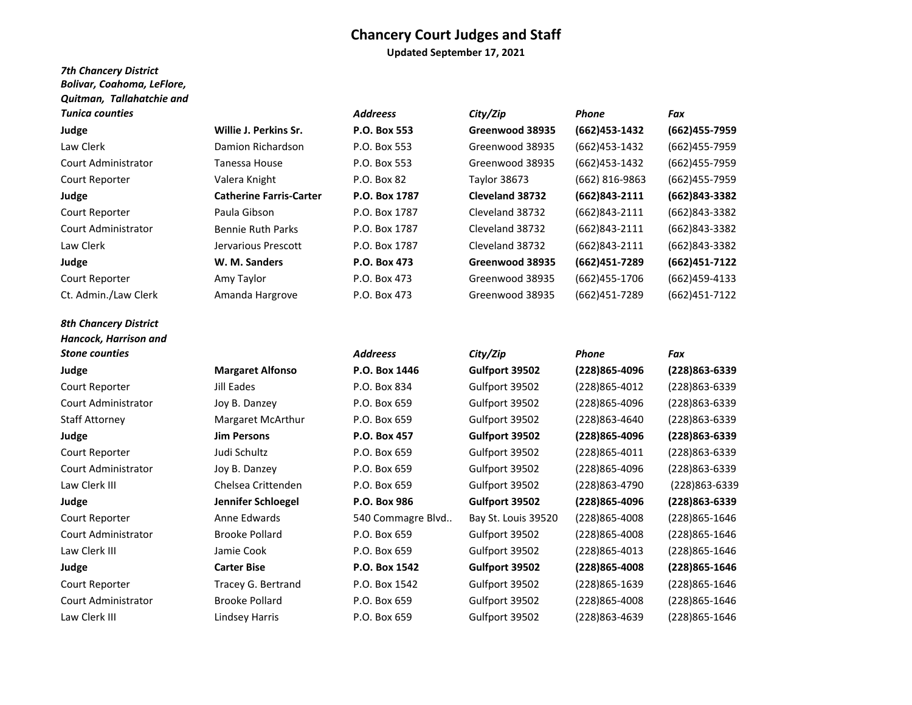# Chancery Court Judges and Staff

**Updated September 17, 2021**

| ***7th Chancery District Bolivar, Coahoma, LeFlore, Quitman, Tallahatchie and Tunica counties*** | | ***Address*** | ***City/Zip*** | ***Phone*** | ***Fax*** |
|---|---|---|---|---|---|
| **Judge** | **Willie J. Perkins Sr.** | **P.O. Box 553** | **Greenwood 38935** | **(662)453-1432** | **(662)455-7959** |
| Law Clerk | Damion Richardson | P.O. Box 553 | Greenwood 38935 | (662)453-1432 | (662)455-7959 |
| Court Administrator | Tanessa House | P.O. Box 553 | Greenwood 38935 | (662)453-1432 | (662)455-7959 |
| Court Reporter | Valera Knight | P.O. Box 82 | Taylor 38673 | (662) 816-9863 | (662)455-7959 |
| **Judge** | **Catherine Farris-Carter** | **P.O. Box 1787** | **Cleveland 38732** | **(662)843-2111** | **(662)843-3382** |
| Court Reporter | Paula Gibson | P.O. Box 1787 | Cleveland 38732 | (662)843-2111 | (662)843-3382 |
| Court Administrator | Bennie Ruth Parks | P.O. Box 1787 | Cleveland 38732 | (662)843-2111 | (662)843-3382 |
| Law Clerk | Jervarious Prescott | P.O. Box 1787 | Cleveland 38732 | (662)843-2111 | (662)843-3382 |
| **Judge** | **W. M. Sanders** | **P.O. Box 473** | **Greenwood 38935** | **(662)451-7289** | **(662)451-7122** |
| Court Reporter | Amy Taylor | P.O. Box 473 | Greenwood 38935 | (662)455-1706 | (662)459-4133 |
| Ct. Admin./Law Clerk | Amanda Hargrove | P.O. Box 473 | Greenwood 38935 | (662)451-7289 | (662)451-7122 |

| ***8th Chancery District Hancock, Harrison and Stone counties*** | | ***Address*** | ***City/Zip*** | ***Phone*** | ***Fax*** |
|---|---|---|---|---|---|
| **Judge** | **Margaret Alfonso** | **P.O. Box 1446** | **Gulfport 39502** | **(228)865-4096** | **(228)863-6339** |
| Court Reporter | Jill Eades | P.O. Box 834 | Gulfport 39502 | (228)865-4012 | (228)863-6339 |
| Court Administrator | Joy B. Danzey | P.O. Box 659 | Gulfport 39502 | (228)865-4096 | (228)863-6339 |
| Staff Attorney | Margaret McArthur | P.O. Box 659 | Gulfport 39502 | (228)863-4640 | (228)863-6339 |
| **Judge** | **Jim Persons** | **P.O. Box 457** | **Gulfport 39502** | **(228)865-4096** | **(228)863-6339** |
| Court Reporter | Judi Schultz | P.O. Box 659 | Gulfport 39502 | (228)865-4011 | (228)863-6339 |
| Court Administrator | Joy B. Danzey | P.O. Box 659 | Gulfport 39502 | (228)865-4096 | (228)863-6339 |
| Law Clerk III | Chelsea Crittenden | P.O. Box 659 | Gulfport 39502 | (228)863-4790 | (228)863-6339 |
| **Judge** | **Jennifer Schloegel** | **P.O. Box 986** | **Gulfport 39502** | **(228)865-4096** | **(228)863-6339** |
| Court Reporter | Anne Edwards | 540 Commagre Blvd.. | Bay St. Louis 39520 | (228)865-4008 | (228)865-1646 |
| Court Administrator | Brooke Pollard | P.O. Box 659 | Gulfport 39502 | (228)865-4008 | (228)865-1646 |
| Law Clerk III | Jamie Cook | P.O. Box 659 | Gulfport 39502 | (228)865-4013 | (228)865-1646 |
| **Judge** | **Carter Bise** | **P.O. Box 1542** | **Gulfport 39502** | **(228)865-4008** | **(228)865-1646** |
| Court Reporter | Tracey G. Bertrand | P.O. Box 1542 | Gulfport 39502 | (228)865-1639 | (228)865-1646 |
| Court Administrator | Brooke Pollard | P.O. Box 659 | Gulfport 39502 | (228)865-4008 | (228)865-1646 |
| Law Clerk III | Lindsey Harris | P.O. Box 659 | Gulfport 39502 | (228)863-4639 | (228)865-1646 |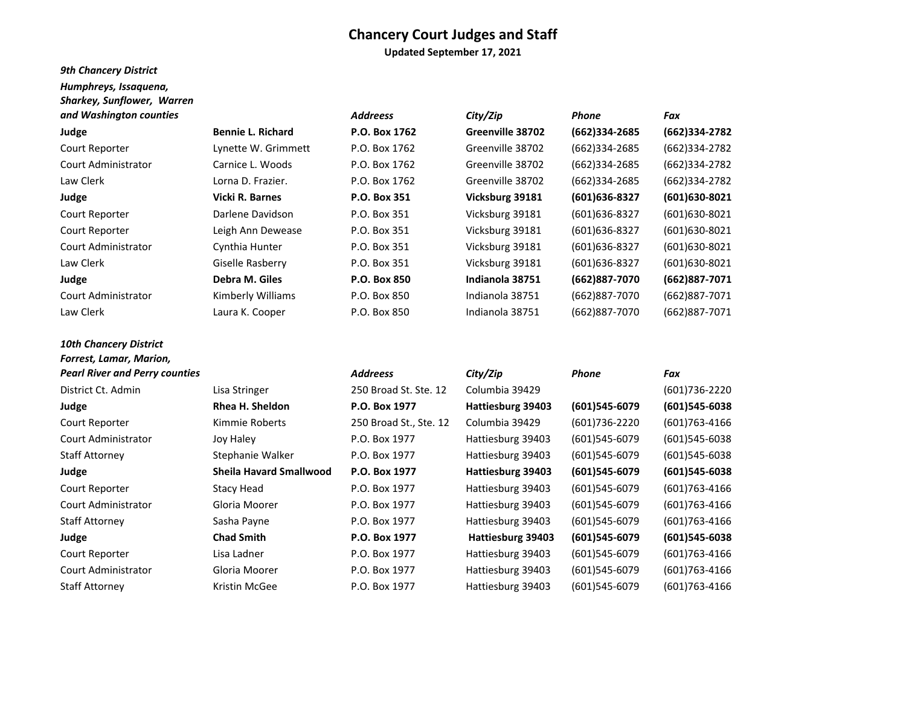# Chancery Court Judges and Staff

**Updated September 17, 2021**

| *9th Chancery District Humphreys, Issaquena, Sharkey, Sunflower, Warren and Washington counties* | | *Addreess* | *City/Zip* | *Phone* | *Fax* |
|---|---|---|---|---|---|
| **Judge** | **Bennie L. Richard** | **P.O. Box 1762** | **Greenville 38702** | **(662)334-2685** | **(662)334-2782** |
| Court Reporter | Lynette W. Grimmett | P.O. Box 1762 | Greenville 38702 | (662)334-2685 | (662)334-2782 |
| Court Administrator | Carnice L. Woods | P.O. Box 1762 | Greenville 38702 | (662)334-2685 | (662)334-2782 |
| Law Clerk | Lorna D. Frazier. | P.O. Box 1762 | Greenville 38702 | (662)334-2685 | (662)334-2782 |
| **Judge** | **Vicki R. Barnes** | **P.O. Box 351** | **Vicksburg 39181** | **(601)636-8327** | **(601)630-8021** |
| Court Reporter | Darlene Davidson | P.O. Box 351 | Vicksburg 39181 | (601)636-8327 | (601)630-8021 |
| Court Reporter | Leigh Ann Dewease | P.O. Box 351 | Vicksburg 39181 | (601)636-8327 | (601)630-8021 |
| Court Administrator | Cynthia Hunter | P.O. Box 351 | Vicksburg 39181 | (601)636-8327 | (601)630-8021 |
| Law Clerk | Giselle Rasberry | P.O. Box 351 | Vicksburg 39181 | (601)636-8327 | (601)630-8021 |
| **Judge** | **Debra M. Giles** | **P.O. Box 850** | **Indianola 38751** | **(662)887-7070** | **(662)887-7071** |
| Court Administrator | Kimberly Williams | P.O. Box 850 | Indianola 38751 | (662)887-7070 | (662)887-7071 |
| Law Clerk | Laura K. Cooper | P.O. Box 850 | Indianola 38751 | (662)887-7070 | (662)887-7071 |

| *10th Chancery District Forrest, Lamar, Marion, Pearl River and Perry counties* | | *Addreess* | *City/Zip* | *Phone* | *Fax* |
|---|---|---|---|---|---|
| District Ct. Admin | Lisa Stringer | 250 Broad St. Ste. 12 | Columbia 39429 | | (601)736-2220 |
| **Judge** | **Rhea H. Sheldon** | **P.O. Box 1977** | **Hattiesburg 39403** | **(601)545-6079** | **(601)545-6038** |
| Court Reporter | Kimmie Roberts | 250 Broad St., Ste. 12 | Columbia 39429 | (601)736-2220 | (601)763-4166 |
| Court Administrator | Joy Haley | P.O. Box 1977 | Hattiesburg 39403 | (601)545-6079 | (601)545-6038 |
| Staff Attorney | Stephanie Walker | P.O. Box 1977 | Hattiesburg 39403 | (601)545-6079 | (601)545-6038 |
| **Judge** | **Sheila Havard Smallwood** | **P.O. Box 1977** | **Hattiesburg 39403** | **(601)545-6079** | **(601)545-6038** |
| Court Reporter | Stacy Head | P.O. Box 1977 | Hattiesburg 39403 | (601)545-6079 | (601)763-4166 |
| Court Administrator | Gloria Moorer | P.O. Box 1977 | Hattiesburg 39403 | (601)545-6079 | (601)763-4166 |
| Staff Attorney | Sasha Payne | P.O. Box 1977 | Hattiesburg 39403 | (601)545-6079 | (601)763-4166 |
| **Judge** | **Chad Smith** | **P.O. Box 1977** | **Hattiesburg 39403** | **(601)545-6079** | **(601)545-6038** |
| Court Reporter | Lisa Ladner | P.O. Box 1977 | Hattiesburg 39403 | (601)545-6079 | (601)763-4166 |
| Court Administrator | Gloria Moorer | P.O. Box 1977 | Hattiesburg 39403 | (601)545-6079 | (601)763-4166 |
| Staff Attorney | Kristin McGee | P.O. Box 1977 | Hattiesburg 39403 | (601)545-6079 | (601)763-4166 |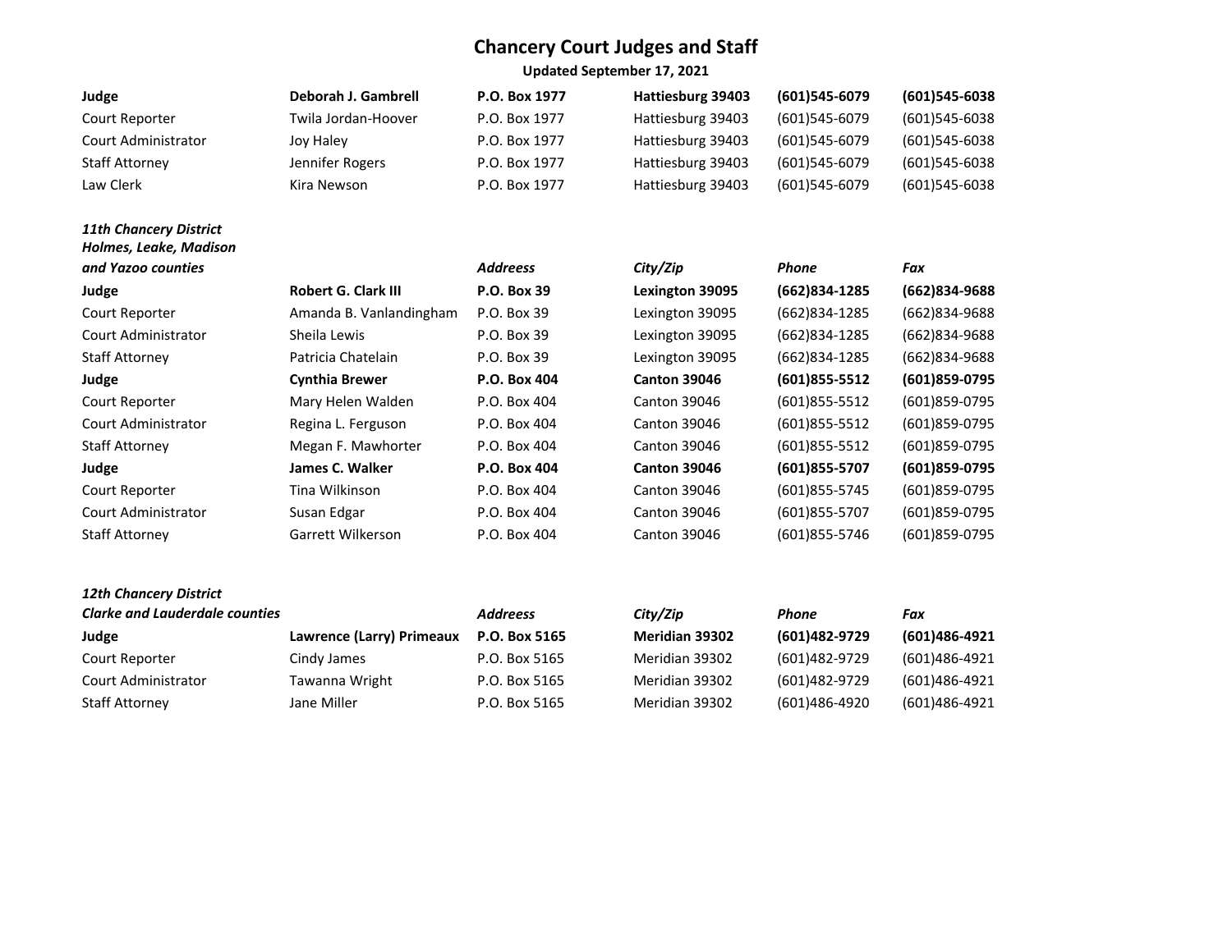# Chancery Court Judges and Staff

**Updated September 17, 2021**

| | | | | | |
|---|---|---|---|---|---|
| **Judge** | **Deborah J. Gambrell** | **P.O. Box 1977** | **Hattiesburg 39403** | **(601)545-6079** | **(601)545-6038** |
| Court Reporter | Twila Jordan-Hoover | P.O. Box 1977 | Hattiesburg 39403 | (601)545-6079 | (601)545-6038 |
| Court Administrator | Joy Haley | P.O. Box 1977 | Hattiesburg 39403 | (601)545-6079 | (601)545-6038 |
| Staff Attorney | Jennifer Rogers | P.O. Box 1977 | Hattiesburg 39403 | (601)545-6079 | (601)545-6038 |
| Law Clerk | Kira Newson | P.O. Box 1977 | Hattiesburg 39403 | (601)545-6079 | (601)545-6038 |

| *11th Chancery District Holmes, Leake, Madison and Yazoo counties* | | *Addeess* | *City/Zip* | *Phone* | *Fax* |
|---|---|---|---|---|---|
| **Judge** | **Robert G. Clark III** | **P.O. Box 39** | **Lexington 39095** | **(662)834-1285** | **(662)834-9688** |
| Court Reporter | Amanda B. Vanlandingham | P.O. Box 39 | Lexington 39095 | (662)834-1285 | (662)834-9688 |
| Court Administrator | Sheila Lewis | P.O. Box 39 | Lexington 39095 | (662)834-1285 | (662)834-9688 |
| Staff Attorney | Patricia Chatelain | P.O. Box 39 | Lexington 39095 | (662)834-1285 | (662)834-9688 |
| **Judge** | **Cynthia Brewer** | **P.O. Box 404** | **Canton 39046** | **(601)855-5512** | **(601)859-0795** |
| Court Reporter | Mary Helen Walden | P.O. Box 404 | Canton 39046 | (601)855-5512 | (601)859-0795 |
| Court Administrator | Regina L. Ferguson | P.O. Box 404 | Canton 39046 | (601)855-5512 | (601)859-0795 |
| Staff Attorney | Megan F. Mawhorter | P.O. Box 404 | Canton 39046 | (601)855-5512 | (601)859-0795 |
| **Judge** | **James C. Walker** | **P.O. Box 404** | **Canton 39046** | **(601)855-5707** | **(601)859-0795** |
| Court Reporter | Tina Wilkinson | P.O. Box 404 | Canton 39046 | (601)855-5745 | (601)859-0795 |
| Court Administrator | Susan Edgar | P.O. Box 404 | Canton 39046 | (601)855-5707 | (601)859-0795 |
| Staff Attorney | Garrett Wilkerson | P.O. Box 404 | Canton 39046 | (601)855-5746 | (601)859-0795 |

| *12th Chancery District Clarke and Lauderdale counties* | | *Addeess* | *City/Zip* | *Phone* | *Fax* |
|---|---|---|---|---|---|
| **Judge** | **Lawrence (Larry) Primeaux** | **P.O. Box 5165** | **Meridian 39302** | **(601)482-9729** | **(601)486-4921** |
| Court Reporter | Cindy James | P.O. Box 5165 | Meridian 39302 | (601)482-9729 | (601)486-4921 |
| Court Administrator | Tawanna Wright | P.O. Box 5165 | Meridian 39302 | (601)482-9729 | (601)486-4921 |
| Staff Attorney | Jane Miller | P.O. Box 5165 | Meridian 39302 | (601)486-4920 | (601)486-4921 |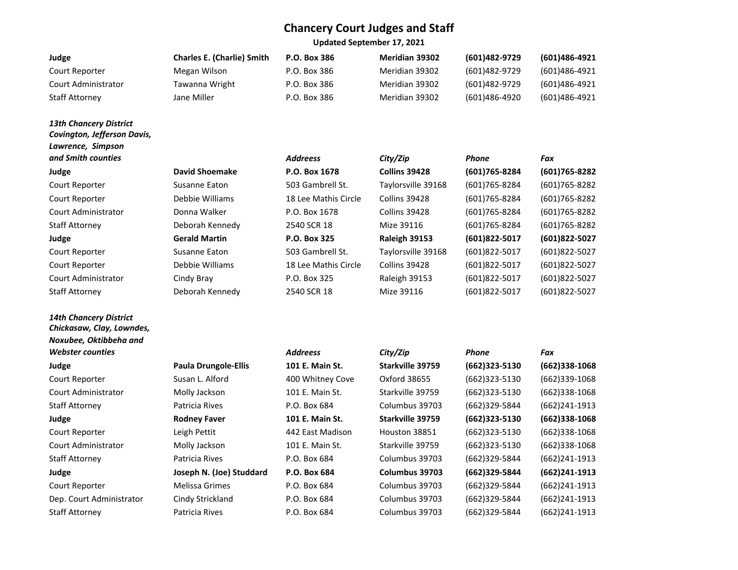# Chancery Court Judges and Staff

**Updated September 17, 2021**

| | | | | | |
|---|---|---|---|---|---|
| **Judge** | **Charles E. (Charlie) Smith** | **P.O. Box 386** | **Meridian 39302** | **(601)482-9729** | **(601)486-4921** |
| Court Reporter | Megan Wilson | P.O. Box 386 | Meridian 39302 | (601)482-9729 | (601)486-4921 |
| Court Administrator | Tawanna Wright | P.O. Box 386 | Meridian 39302 | (601)482-9729 | (601)486-4921 |
| Staff Attorney | Jane Miller | P.O. Box 386 | Meridian 39302 | (601)486-4920 | (601)486-4921 |

| ***13th Chancery District Covington, Jefferson Davis, Lawrence, Simpson and Smith counties*** | | ***Address*** | ***City/Zip*** | ***Phone*** | ***Fax*** |
|---|---|---|---|---|---|
| **Judge** | **David Shoemake** | **P.O. Box 1678** | **Collins 39428** | **(601)765-8284** | **(601)765-8282** |
| Court Reporter | Susanne Eaton | 503 Gambrell St. | Taylorsville 39168 | (601)765-8284 | (601)765-8282 |
| Court Reporter | Debbie Williams | 18 Lee Mathis Circle | Collins 39428 | (601)765-8284 | (601)765-8282 |
| Court Administrator | Donna Walker | P.O. Box 1678 | Collins 39428 | (601)765-8284 | (601)765-8282 |
| Staff Attorney | Deborah Kennedy | 2540 SCR 18 | Mize 39116 | (601)765-8284 | (601)765-8282 |
| **Judge** | **Gerald Martin** | **P.O. Box 325** | **Raleigh 39153** | **(601)822-5017** | **(601)822-5027** |
| Court Reporter | Susanne Eaton | 503 Gambrell St. | Taylorsville 39168 | (601)822-5017 | (601)822-5027 |
| Court Reporter | Debbie Williams | 18 Lee Mathis Circle | Collins 39428 | (601)822-5017 | (601)822-5027 |
| Court Administrator | Cindy Bray | P.O. Box 325 | Raleigh 39153 | (601)822-5017 | (601)822-5027 |
| Staff Attorney | Deborah Kennedy | 2540 SCR 18 | Mize 39116 | (601)822-5017 | (601)822-5027 |

| ***14th Chancery District Chickasaw, Clay, Lowndes, Noxubee, Oktibbeha and Webster counties*** | | ***Address*** | ***City/Zip*** | ***Phone*** | ***Fax*** |
|---|---|---|---|---|---|
| **Judge** | **Paula Drungole-Ellis** | **101 E. Main St.** | **Starkville 39759** | **(662)323-5130** | **(662)338-1068** |
| Court Reporter | Susan L. Alford | 400 Whitney Cove | Oxford 38655 | (662)323-5130 | (662)339-1068 |
| Court Administrator | Molly Jackson | 101 E. Main St. | Starkville 39759 | (662)323-5130 | (662)338-1068 |
| Staff Attorney | Patricia Rives | P.O. Box 684 | Columbus 39703 | (662)329-5844 | (662)241-1913 |
| **Judge** | **Rodney Faver** | **101 E. Main St.** | **Starkville 39759** | **(662)323-5130** | **(662)338-1068** |
| Court Reporter | Leigh Pettit | 442 East Madison | Houston 38851 | (662)323-5130 | (662)338-1068 |
| Court Administrator | Molly Jackson | 101 E. Main St. | Starkville 39759 | (662)323-5130 | (662)338-1068 |
| Staff Attorney | Patricia Rives | P.O. Box 684 | Columbus 39703 | (662)329-5844 | (662)241-1913 |
| **Judge** | **Joseph N. (Joe) Studdard** | **P.O. Box 684** | **Columbus 39703** | **(662)329-5844** | **(662)241-1913** |
| Court Reporter | Melissa Grimes | P.O. Box 684 | Columbus 39703 | (662)329-5844 | (662)241-1913 |
| Dep. Court Administrator | Cindy Strickland | P.O. Box 684 | Columbus 39703 | (662)329-5844 | (662)241-1913 |
| Staff Attorney | Patricia Rives | P.O. Box 684 | Columbus 39703 | (662)329-5844 | (662)241-1913 |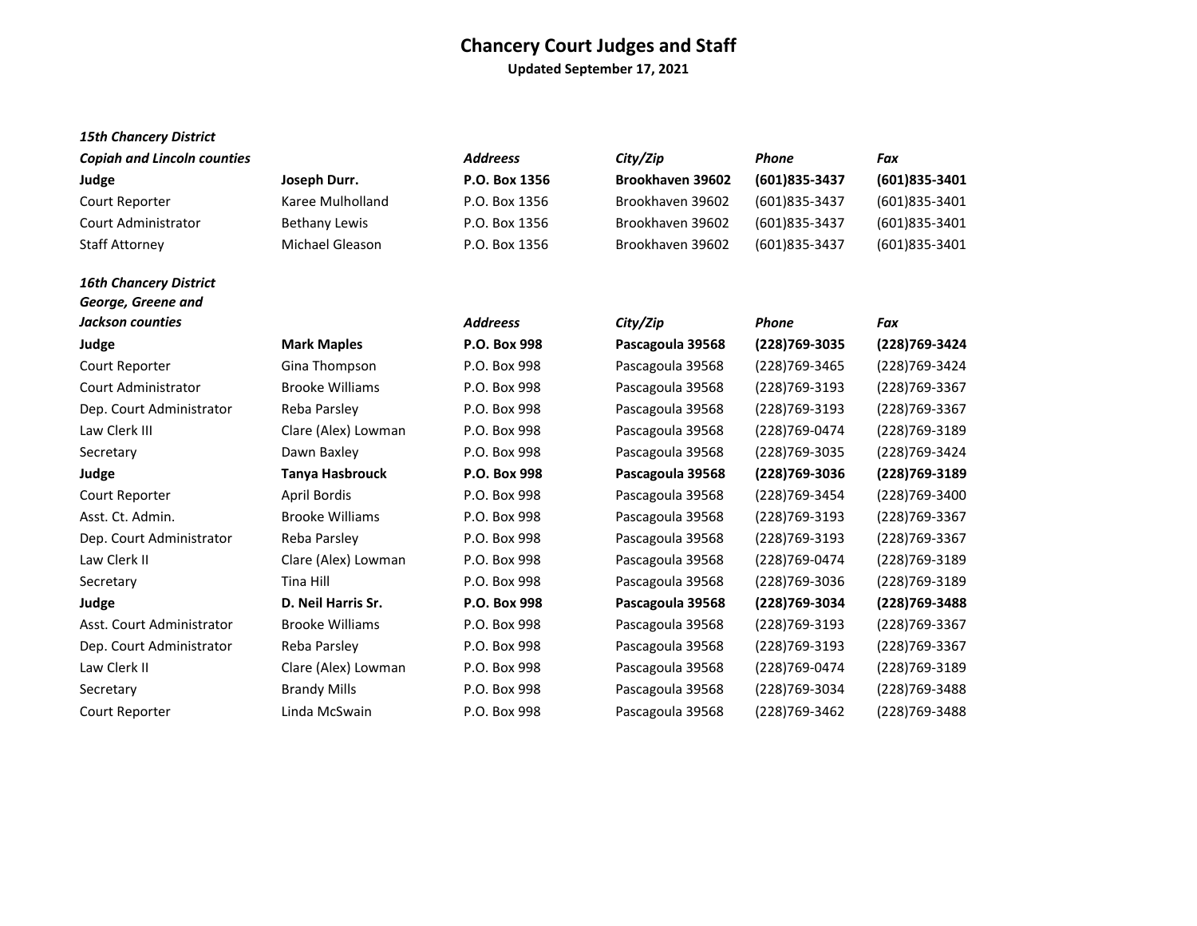# Chancery Court Judges and Staff

**Updated September 17, 2021**

***15th Chancery District***

| ***Copiah and Lincoln counties*** | | ***Address*** | ***City/Zip*** | ***Phone*** | ***Fax*** |
|---|---|---|---|---|---|
| **Judge** | **Joseph Durr.** | **P.O. Box 1356** | **Brookhaven 39602** | **(601)835-3437** | **(601)835-3401** |
| Court Reporter | Karee Mulholland | P.O. Box 1356 | Brookhaven 39602 | (601)835-3437 | (601)835-3401 |
| Court Administrator | Bethany Lewis | P.O. Box 1356 | Brookhaven 39602 | (601)835-3437 | (601)835-3401 |
| Staff Attorney | Michael Gleason | P.O. Box 1356 | Brookhaven 39602 | (601)835-3437 | (601)835-3401 |

***16th Chancery District***

| ***George, Greene and Jackson counties*** | | ***Address*** | ***City/Zip*** | ***Phone*** | ***Fax*** |
|---|---|---|---|---|---|
| **Judge** | **Mark Maples** | **P.O. Box 998** | **Pascagoula 39568** | **(228)769-3035** | **(228)769-3424** |
| Court Reporter | Gina Thompson | P.O. Box 998 | Pascagoula 39568 | (228)769-3465 | (228)769-3424 |
| Court Administrator | Brooke Williams | P.O. Box 998 | Pascagoula 39568 | (228)769-3193 | (228)769-3367 |
| Dep. Court Administrator | Reba Parsley | P.O. Box 998 | Pascagoula 39568 | (228)769-3193 | (228)769-3367 |
| Law Clerk III | Clare (Alex) Lowman | P.O. Box 998 | Pascagoula 39568 | (228)769-0474 | (228)769-3189 |
| Secretary | Dawn Baxley | P.O. Box 998 | Pascagoula 39568 | (228)769-3035 | (228)769-3424 |
| **Judge** | **Tanya Hasbrouck** | **P.O. Box 998** | **Pascagoula 39568** | **(228)769-3036** | **(228)769-3189** |
| Court Reporter | April Bordis | P.O. Box 998 | Pascagoula 39568 | (228)769-3454 | (228)769-3400 |
| Asst. Ct. Admin. | Brooke Williams | P.O. Box 998 | Pascagoula 39568 | (228)769-3193 | (228)769-3367 |
| Dep. Court Administrator | Reba Parsley | P.O. Box 998 | Pascagoula 39568 | (228)769-3193 | (228)769-3367 |
| Law Clerk II | Clare (Alex) Lowman | P.O. Box 998 | Pascagoula 39568 | (228)769-0474 | (228)769-3189 |
| Secretary | Tina Hill | P.O. Box 998 | Pascagoula 39568 | (228)769-3036 | (228)769-3189 |
| **Judge** | **D. Neil Harris Sr.** | **P.O. Box 998** | **Pascagoula 39568** | **(228)769-3034** | **(228)769-3488** |
| Asst. Court Administrator | Brooke Williams | P.O. Box 998 | Pascagoula 39568 | (228)769-3193 | (228)769-3367 |
| Dep. Court Administrator | Reba Parsley | P.O. Box 998 | Pascagoula 39568 | (228)769-3193 | (228)769-3367 |
| Law Clerk II | Clare (Alex) Lowman | P.O. Box 998 | Pascagoula 39568 | (228)769-0474 | (228)769-3189 |
| Secretary | Brandy Mills | P.O. Box 998 | Pascagoula 39568 | (228)769-3034 | (228)769-3488 |
| Court Reporter | Linda McSwain | P.O. Box 998 | Pascagoula 39568 | (228)769-3462 | (228)769-3488 |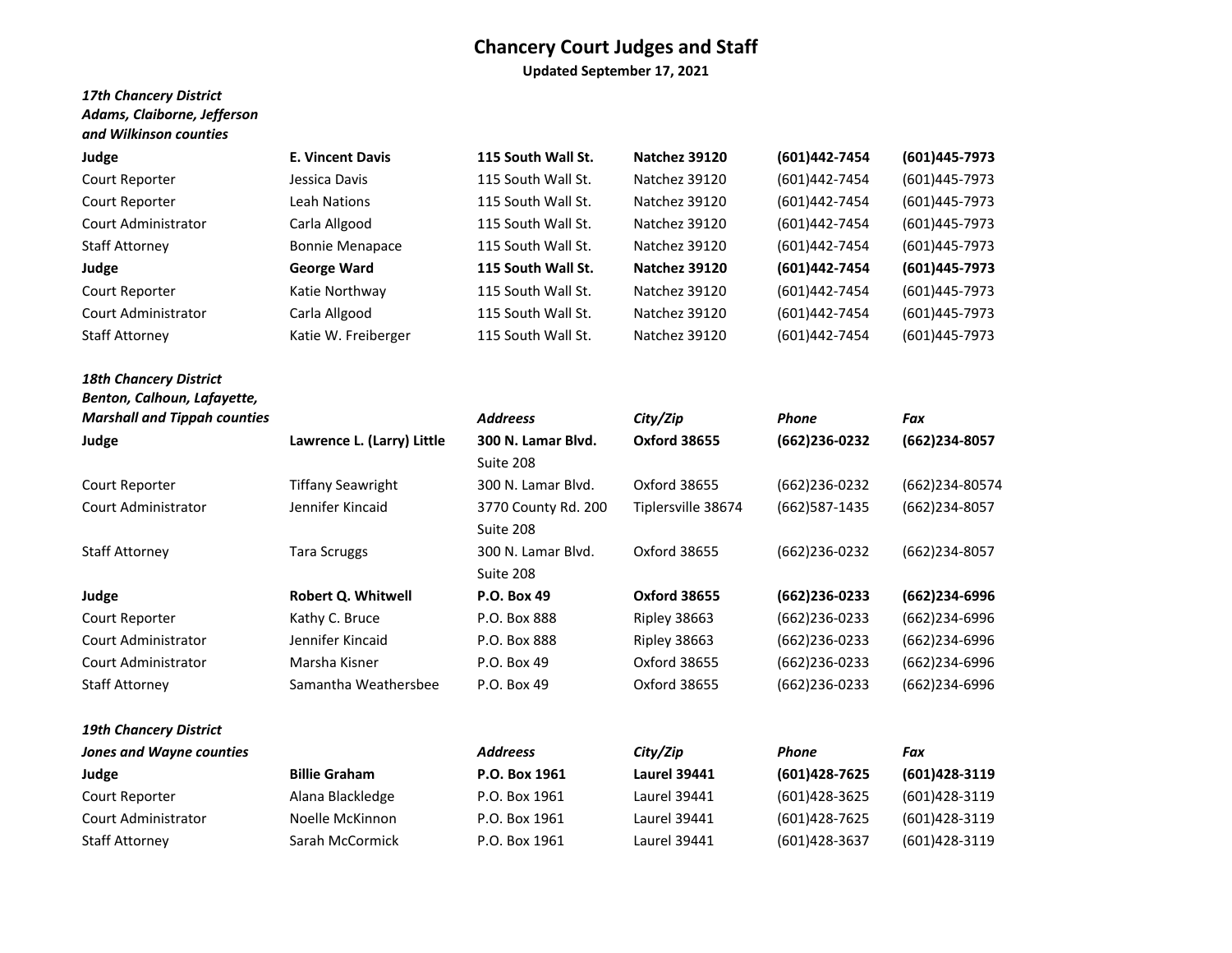# Chancery Court Judges and Staff

**Updated September 17, 2021**

***17th Chancery District***
***Adams, Claiborne, Jefferson and Wilkinson counties***

| | | | | | |
|---|---|---|---|---|---|
| **Judge** | **E. Vincent Davis** | **115 South Wall St.** | **Natchez 39120** | **(601)442-7454** | **(601)445-7973** |
| Court Reporter | Jessica Davis | 115 South Wall St. | Natchez 39120 | (601)442-7454 | (601)445-7973 |
| Court Reporter | Leah Nations | 115 South Wall St. | Natchez 39120 | (601)442-7454 | (601)445-7973 |
| Court Administrator | Carla Allgood | 115 South Wall St. | Natchez 39120 | (601)442-7454 | (601)445-7973 |
| Staff Attorney | Bonnie Menapace | 115 South Wall St. | Natchez 39120 | (601)442-7454 | (601)445-7973 |
| **Judge** | **George Ward** | **115 South Wall St.** | **Natchez 39120** | **(601)442-7454** | **(601)445-7973** |
| Court Reporter | Katie Northway | 115 South Wall St. | Natchez 39120 | (601)442-7454 | (601)445-7973 |
| Court Administrator | Carla Allgood | 115 South Wall St. | Natchez 39120 | (601)442-7454 | (601)445-7973 |
| Staff Attorney | Katie W. Freiberger | 115 South Wall St. | Natchez 39120 | (601)442-7454 | (601)445-7973 |

***18th Chancery District***
***Benton, Calhoun, Lafayette, Marshall and Tippah counties***

| | | *Addeess* | *City/Zip* | *Phone* | *Fax* |
|---|---|---|---|---|---|
| **Judge** | **Lawrence L. (Larry) Little** | **300 N. Lamar Blvd.** Suite 208 | **Oxford 38655** | **(662)236-0232** | **(662)234-8057** |
| Court Reporter | Tiffany Seawright | 300 N. Lamar Blvd. | Oxford 38655 | (662)236-0232 | (662)234-80574 |
| Court Administrator | Jennifer Kincaid | 3770 County Rd. 200 Suite 208 | Tiplersville 38674 | (662)587-1435 | (662)234-8057 |
| Staff Attorney | Tara Scruggs | 300 N. Lamar Blvd. Suite 208 | Oxford 38655 | (662)236-0232 | (662)234-8057 |
| **Judge** | **Robert Q. Whitwell** | **P.O. Box 49** | **Oxford 38655** | **(662)236-0233** | **(662)234-6996** |
| Court Reporter | Kathy C. Bruce | P.O. Box 888 | Ripley 38663 | (662)236-0233 | (662)234-6996 |
| Court Administrator | Jennifer Kincaid | P.O. Box 888 | Ripley 38663 | (662)236-0233 | (662)234-6996 |
| Court Administrator | Marsha Kisner | P.O. Box 49 | Oxford 38655 | (662)236-0233 | (662)234-6996 |
| Staff Attorney | Samantha Weathersbee | P.O. Box 49 | Oxford 38655 | (662)236-0233 | (662)234-6996 |

***19th Chancery District***
***Jones and Wayne counties***

| | | *Address* | *City/Zip* | *Phone* | *Fax* |
|---|---|---|---|---|---|
| **Judge** | **Billie Graham** | **P.O. Box 1961** | **Laurel 39441** | **(601)428-7625** | **(601)428-3119** |
| Court Reporter | Alana Blackledge | P.O. Box 1961 | Laurel 39441 | (601)428-3625 | (601)428-3119 |
| Court Administrator | Noelle McKinnon | P.O. Box 1961 | Laurel 39441 | (601)428-7625 | (601)428-3119 |
| Staff Attorney | Sarah McCormick | P.O. Box 1961 | Laurel 39441 | (601)428-3637 | (601)428-3119 |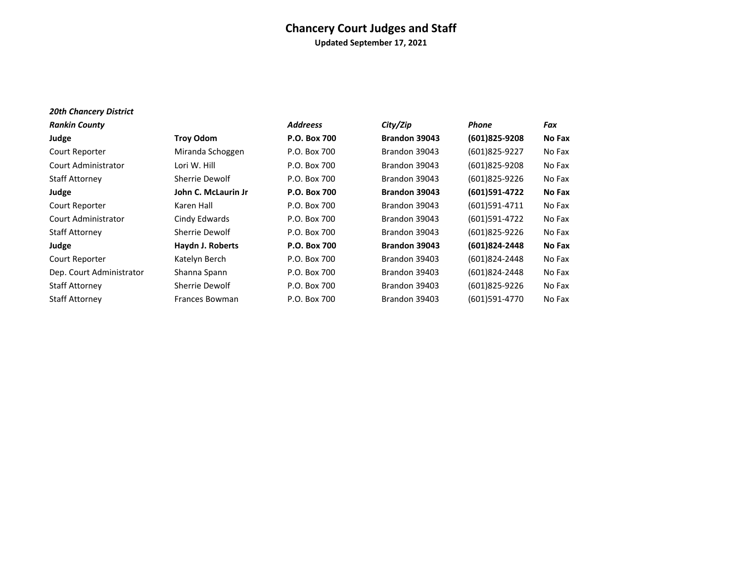# Chancery Court Judges and Staff

**Updated September 17, 2021**

| | | | | | |
|---|---|---|---|---|---|
| ***20th Chancery District*** | | | | | |
| ***Rankin County*** | | ***Addreess*** | ***City/Zip*** | ***Phone*** | ***Fax*** |
| **Judge** | **Troy Odom** | **P.O. Box 700** | **Brandon 39043** | **(601)825-9208** | **No Fax** |
| Court Reporter | Miranda Schoggen | P.O. Box 700 | Brandon 39043 | (601)825-9227 | No Fax |
| Court Administrator | Lori W. Hill | P.O. Box 700 | Brandon 39043 | (601)825-9208 | No Fax |
| Staff Attorney | Sherrie Dewolf | P.O. Box 700 | Brandon 39043 | (601)825-9226 | No Fax |
| **Judge** | **John C. McLaurin Jr** | **P.O. Box 700** | **Brandon 39043** | **(601)591-4722** | **No Fax** |
| Court Reporter | Karen Hall | P.O. Box 700 | Brandon 39043 | (601)591-4711 | No Fax |
| Court Administrator | Cindy Edwards | P.O. Box 700 | Brandon 39043 | (601)591-4722 | No Fax |
| Staff Attorney | Sherrie Dewolf | P.O. Box 700 | Brandon 39043 | (601)825-9226 | No Fax |
| **Judge** | **Haydn J. Roberts** | **P.O. Box 700** | **Brandon 39043** | **(601)824-2448** | **No Fax** |
| Court Reporter | Katelyn Berch | P.O. Box 700 | Brandon 39403 | (601)824-2448 | No Fax |
| Dep. Court Administrator | Shanna Spann | P.O. Box 700 | Brandon 39403 | (601)824-2448 | No Fax |
| Staff Attorney | Sherrie Dewolf | P.O. Box 700 | Brandon 39403 | (601)825-9226 | No Fax |
| Staff Attorney | Frances Bowman | P.O. Box 700 | Brandon 39403 | (601)591-4770 | No Fax |